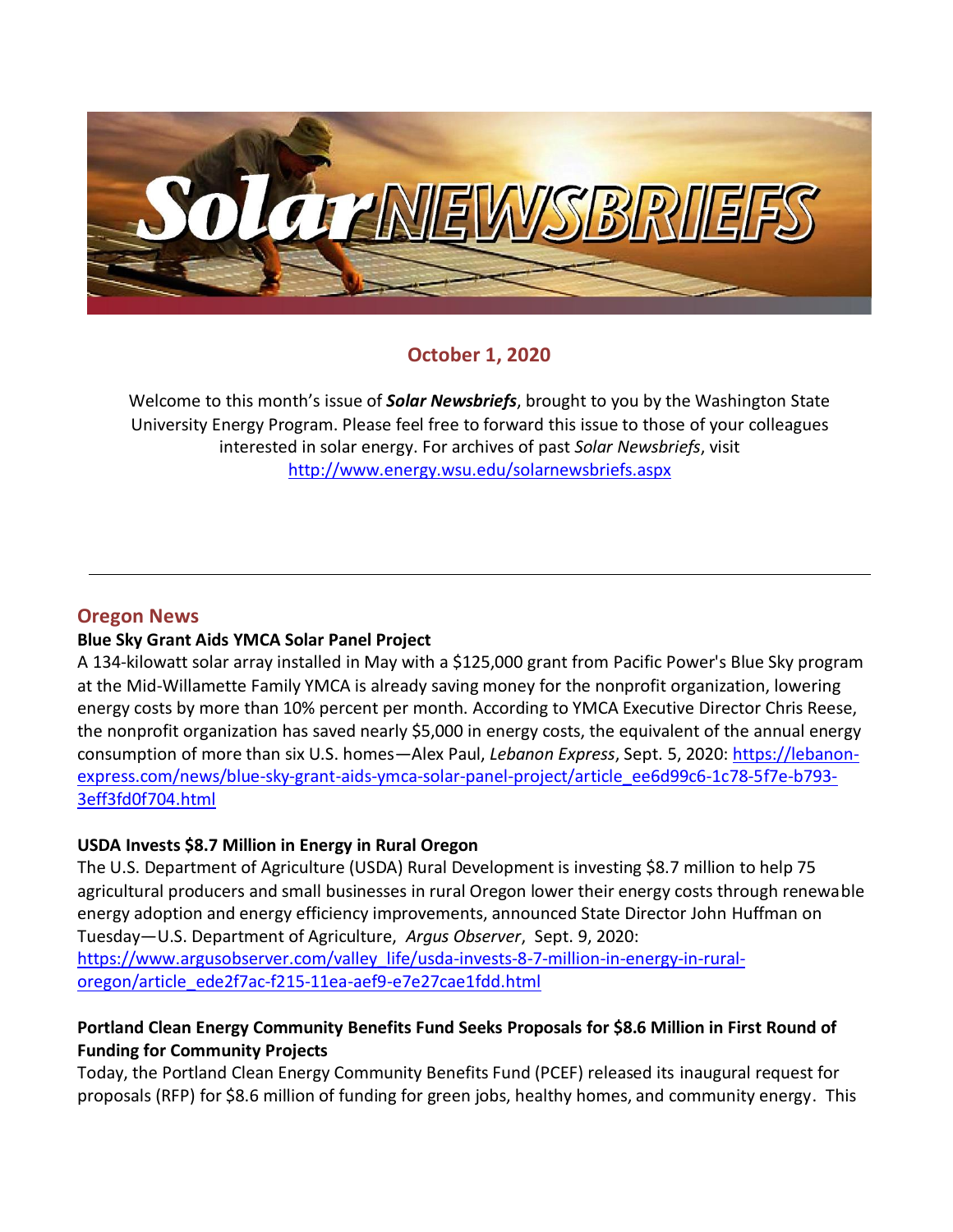# Solar NEWSBRIEFS

**October 1, 2020**

Welcome to this month's issue of ***Solar Newsbriefs***, brought to you by the Washington State University Energy Program. Please feel free to forward this issue to those of your colleagues interested in solar energy. For archives of past *Solar Newsbriefs*, visit http://www.energy.wsu.edu/solarnewsbriefs.aspx

---

## Oregon News

**Blue Sky Grant Aids YMCA Solar Panel Project**

A 134-kilowatt solar array installed in May with a $125,000 grant from Pacific Power's Blue Sky program at the Mid-Willamette Family YMCA is already saving money for the nonprofit organization, lowering energy costs by more than 10% percent per month. According to YMCA Executive Director Chris Reese, the nonprofit organization has saved nearly $5,000 in energy costs, the equivalent of the annual energy consumption of more than six U.S. homes—Alex Paul, *Lebanon Express*, Sept. 5, 2020: https://lebanon-express.com/news/blue-sky-grant-aids-ymca-solar-panel-project/article_ee6d99c6-1c78-5f7e-b793-3eff3fd0f704.html

**USDA Invests $8.7 Million in Energy in Rural Oregon**

The U.S. Department of Agriculture (USDA) Rural Development is investing $8.7 million to help 75 agricultural producers and small businesses in rural Oregon lower their energy costs through renewable energy adoption and energy efficiency improvements, announced State Director John Huffman on Tuesday—U.S. Department of Agriculture, *Argus Observer*, Sept. 9, 2020: https://www.argusobserver.com/valley_life/usda-invests-8-7-million-in-energy-in-rural-oregon/article_ede2f7ac-f215-11ea-aef9-e7e27cae1fdd.html

**Portland Clean Energy Community Benefits Fund Seeks Proposals for $8.6 Million in First Round of Funding for Community Projects**

Today, the Portland Clean Energy Community Benefits Fund (PCEF) released its inaugural request for proposals (RFP) for $8.6 million of funding for green jobs, healthy homes, and community energy. This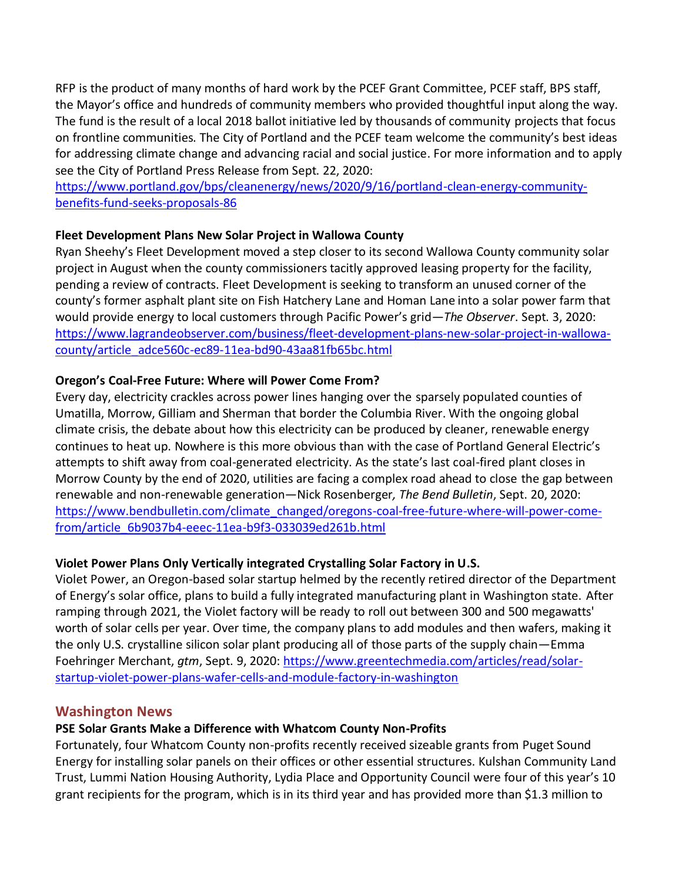RFP is the product of many months of hard work by the PCEF Grant Committee, PCEF staff, BPS staff, the Mayor's office and hundreds of community members who provided thoughtful input along the way. The fund is the result of a local 2018 ballot initiative led by thousands of community projects that focus on frontline communities. The City of Portland and the PCEF team welcome the community's best ideas for addressing climate change and advancing racial and social justice. For more information and to apply see the City of Portland Press Release from Sept. 22, 2020: [https://www.portland.gov/bps/cleanenergy/news/2020/9/16/portland-clean-energy-community-benefits-fund-seeks-proposals-86](https://www.portland.gov/bps/cleanenergy/news/2020/9/16/portland-clean-energy-community-benefits-fund-seeks-proposals-86)

**Fleet Development Plans New Solar Project in Wallowa County**

Ryan Sheehy's Fleet Development moved a step closer to its second Wallowa County community solar project in August when the county commissioners tacitly approved leasing property for the facility, pending a review of contracts. Fleet Development is seeking to transform an unused corner of the county's former asphalt plant site on Fish Hatchery Lane and Homan Lane into a solar power farm that would provide energy to local customers through Pacific Power's grid—*The Observer*. Sept. 3, 2020: [https://www.lagrandeobserver.com/business/fleet-development-plans-new-solar-project-in-wallowa-county/article_adce560c-ec89-11ea-bd90-43aa81fb65bc.html](https://www.lagrandeobserver.com/business/fleet-development-plans-new-solar-project-in-wallowa-county/article_adce560c-ec89-11ea-bd90-43aa81fb65bc.html)

**Oregon's Coal-Free Future: Where will Power Come From?**

Every day, electricity crackles across power lines hanging over the sparsely populated counties of Umatilla, Morrow, Gilliam and Sherman that border the Columbia River. With the ongoing global climate crisis, the debate about how this electricity can be produced by cleaner, renewable energy continues to heat up. Nowhere is this more obvious than with the case of Portland General Electric's attempts to shift away from coal-generated electricity. As the state's last coal-fired plant closes in Morrow County by the end of 2020, utilities are facing a complex road ahead to close the gap between renewable and non-renewable generation—Nick Rosenberger*, The Bend Bulletin*, Sept. 20, 2020: [https://www.bendbulletin.com/climate_changed/oregons-coal-free-future-where-will-power-come-from/article_6b9037b4-eeec-11ea-b9f3-033039ed261b.html](https://www.bendbulletin.com/climate_changed/oregons-coal-free-future-where-will-power-come-from/article_6b9037b4-eeec-11ea-b9f3-033039ed261b.html)

**Violet Power Plans Only Vertically integrated Crystalling Solar Factory in U.S.**

Violet Power, an Oregon-based solar startup helmed by the recently retired director of the Department of Energy's solar office, plans to build a fully integrated manufacturing plant in Washington state. After ramping through 2021, the Violet factory will be ready to roll out between 300 and 500 megawatts' worth of solar cells per year. Over time, the company plans to add modules and then wafers, making it the only U.S. crystalline silicon solar plant producing all of those parts of the supply chain—Emma Foehringer Merchant, *gtm*, Sept. 9, 2020: [https://www.greentechmedia.com/articles/read/solar-startup-violet-power-plans-wafer-cells-and-module-factory-in-washington](https://www.greentechmedia.com/articles/read/solar-startup-violet-power-plans-wafer-cells-and-module-factory-in-washington)

## Washington News

**PSE Solar Grants Make a Difference with Whatcom County Non-Profits**

Fortunately, four Whatcom County non-profits recently received sizeable grants from Puget Sound Energy for installing solar panels on their offices or other essential structures. Kulshan Community Land Trust, Lummi Nation Housing Authority, Lydia Place and Opportunity Council were four of this year's 10 grant recipients for the program, which is in its third year and has provided more than $1.3 million to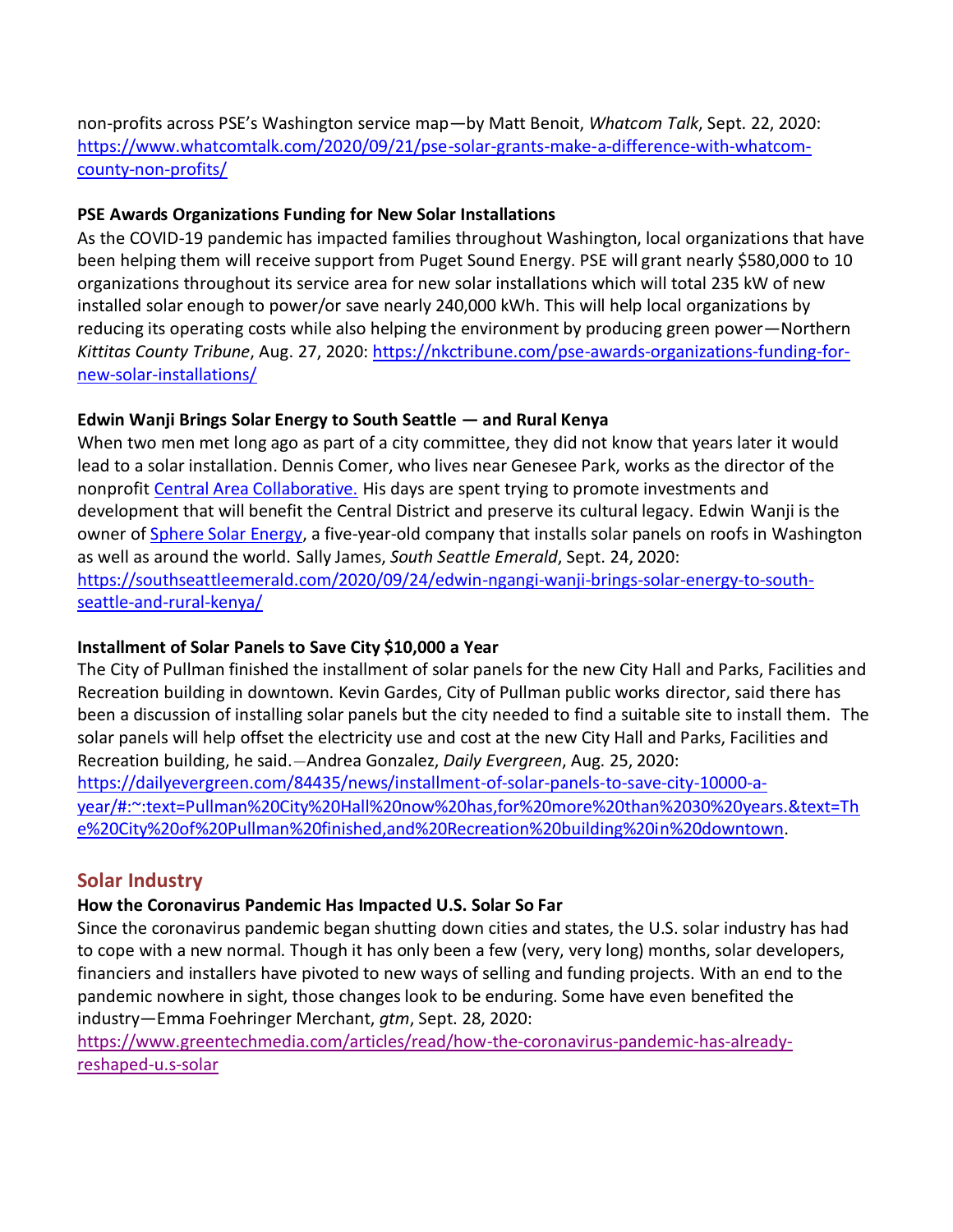non-profits across PSE's Washington service map—by Matt Benoit, *Whatcom Talk*, Sept. 22, 2020: [https://www.whatcomtalk.com/2020/09/21/pse-solar-grants-make-a-difference-with-whatcom-county-non-profits/](https://www.whatcomtalk.com/2020/09/21/pse-solar-grants-make-a-difference-with-whatcom-county-non-profits/)

**PSE Awards Organizations Funding for New Solar Installations**

As the COVID-19 pandemic has impacted families throughout Washington, local organizations that have been helping them will receive support from Puget Sound Energy. PSE will grant nearly $580,000 to 10 organizations throughout its service area for new solar installations which will total 235 kW of new installed solar enough to power/or save nearly 240,000 kWh. This will help local organizations by reducing its operating costs while also helping the environment by producing green power—Northern *Kittitas County Tribune*, Aug. 27, 2020: [https://nkctribune.com/pse-awards-organizations-funding-for-new-solar-installations/](https://nkctribune.com/pse-awards-organizations-funding-for-new-solar-installations/)

**Edwin Wanji Brings Solar Energy to South Seattle — and Rural Kenya**

When two men met long ago as part of a city committee, they did not know that years later it would lead to a solar installation. Dennis Comer, who lives near Genesee Park, works as the director of the nonprofit [Central Area Collaborative.](Central Area Collaborative.) His days are spent trying to promote investments and development that will benefit the Central District and preserve its cultural legacy. Edwin Wanji is the owner of [Sphere Solar Energy](Sphere Solar Energy), a five-year-old company that installs solar panels on roofs in Washington as well as around the world. Sally James, *South Seattle Emerald*, Sept. 24, 2020: [https://southseattleemerald.com/2020/09/24/edwin-ngangi-wanji-brings-solar-energy-to-south-seattle-and-rural-kenya/](https://southseattleemerald.com/2020/09/24/edwin-ngangi-wanji-brings-solar-energy-to-south-seattle-and-rural-kenya/)

**Installment of Solar Panels to Save City $10,000 a Year**

The City of Pullman finished the installment of solar panels for the new City Hall and Parks, Facilities and Recreation building in downtown. Kevin Gardes, City of Pullman public works director, said there has been a discussion of installing solar panels but the city needed to find a suitable site to install them. The solar panels will help offset the electricity use and cost at the new City Hall and Parks, Facilities and Recreation building, he said.—Andrea Gonzalez, *Daily Evergreen*, Aug. 25, 2020: [https://dailyevergreen.com/84435/news/installment-of-solar-panels-to-save-city-10000-a-year/#:~:text=Pullman%20City%20Hall%20now%20has,for%20more%20than%2030%20years.&text=The%20City%20of%20Pullman%20finished,and%20Recreation%20building%20in%20downtown](https://dailyevergreen.com/84435/news/installment-of-solar-panels-to-save-city-10000-a-year/#:~:text=Pullman%20City%20Hall%20now%20has,for%20more%20than%2030%20years.&text=The%20City%20of%20Pullman%20finished,and%20Recreation%20building%20in%20downtown).

## Solar Industry

**How the Coronavirus Pandemic Has Impacted U.S. Solar So Far**

Since the coronavirus pandemic began shutting down cities and states, the U.S. solar industry has had to cope with a new normal. Though it has only been a few (very, very long) months, solar developers, financiers and installers have pivoted to new ways of selling and funding projects. With an end to the pandemic nowhere in sight, those changes look to be enduring. Some have even benefited the industry—Emma Foehringer Merchant, *gtm*, Sept. 28, 2020: [https://www.greentechmedia.com/articles/read/how-the-coronavirus-pandemic-has-already-reshaped-u.s-solar](https://www.greentechmedia.com/articles/read/how-the-coronavirus-pandemic-has-already-reshaped-u.s-solar)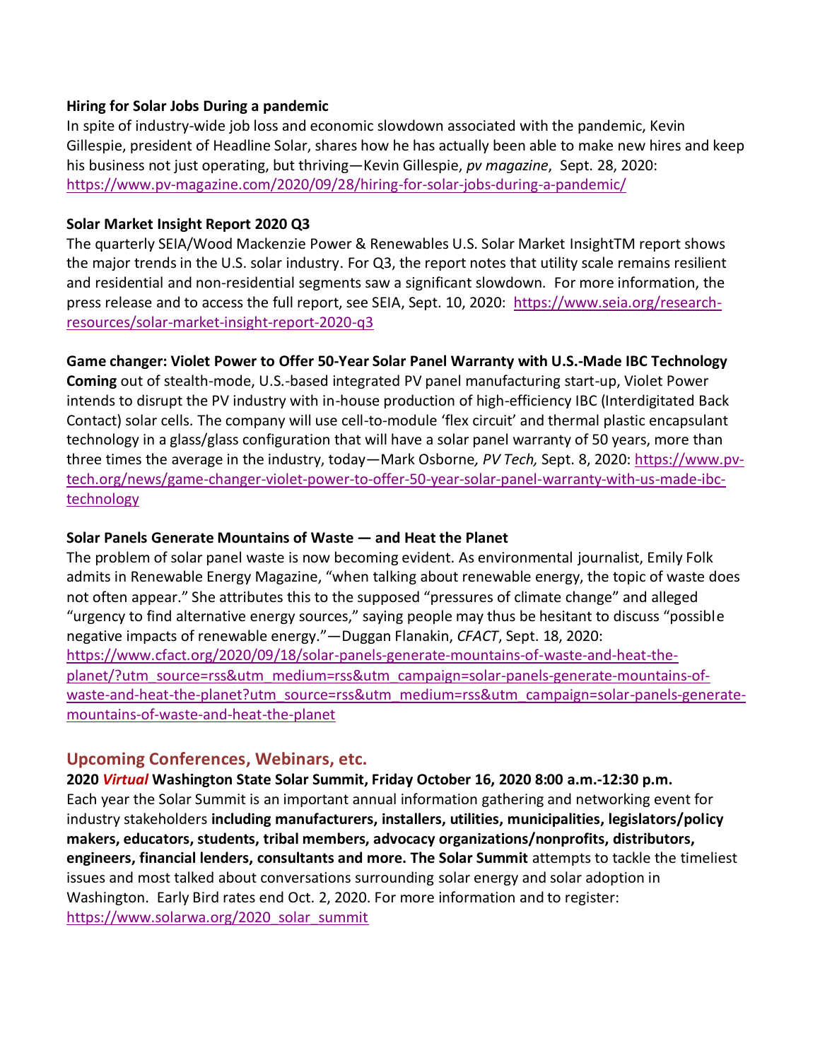**Hiring for Solar Jobs During a pandemic**

In spite of industry-wide job loss and economic slowdown associated with the pandemic, Kevin Gillespie, president of Headline Solar, shares how he has actually been able to make new hires and keep his business not just operating, but thriving—Kevin Gillespie, *pv magazine*, Sept. 28, 2020: https://www.pv-magazine.com/2020/09/28/hiring-for-solar-jobs-during-a-pandemic/

**Solar Market Insight Report 2020 Q3**

The quarterly SEIA/Wood Mackenzie Power & Renewables U.S. Solar Market InsightTM report shows the major trends in the U.S. solar industry. For Q3, the report notes that utility scale remains resilient and residential and non-residential segments saw a significant slowdown. For more information, the press release and to access the full report, see SEIA, Sept. 10, 2020: https://www.seia.org/research-resources/solar-market-insight-report-2020-q3

**Game changer: Violet Power to Offer 50-Year Solar Panel Warranty with U.S.-Made IBC Technology**

**Coming** out of stealth-mode, U.S.-based integrated PV panel manufacturing start-up, Violet Power intends to disrupt the PV industry with in-house production of high-efficiency IBC (Interdigitated Back Contact) solar cells. The company will use cell-to-module 'flex circuit' and thermal plastic encapsulant technology in a glass/glass configuration that will have a solar panel warranty of 50 years, more than three times the average in the industry, today—Mark Osborne*, PV Tech,* Sept. 8, 2020: https://www.pv-tech.org/news/game-changer-violet-power-to-offer-50-year-solar-panel-warranty-with-us-made-ibc-technology

**Solar Panels Generate Mountains of Waste — and Heat the Planet**

The problem of solar panel waste is now becoming evident. As environmental journalist, Emily Folk admits in Renewable Energy Magazine, "when talking about renewable energy, the topic of waste does not often appear." She attributes this to the supposed "pressures of climate change" and alleged "urgency to find alternative energy sources," saying people may thus be hesitant to discuss "possible negative impacts of renewable energy."—Duggan Flanakin, *CFACT*, Sept. 18, 2020: https://www.cfact.org/2020/09/18/solar-panels-generate-mountains-of-waste-and-heat-the-planet/?utm_source=rss&utm_medium=rss&utm_campaign=solar-panels-generate-mountains-of-waste-and-heat-the-planet?utm_source=rss&utm_medium=rss&utm_campaign=solar-panels-generate-mountains-of-waste-and-heat-the-planet

## Upcoming Conferences, Webinars, etc.

**2020 *Virtual* Washington State Solar Summit, Friday October 16, 2020 8:00 a.m.-12:30 p.m.**

Each year the Solar Summit is an important annual information gathering and networking event for industry stakeholders **including manufacturers, installers, utilities, municipalities, legislators/policy makers, educators, students, tribal members, advocacy organizations/nonprofits, distributors, engineers, financial lenders, consultants and more. The Solar Summit** attempts to tackle the timeliest issues and most talked about conversations surrounding solar energy and solar adoption in Washington. Early Bird rates end Oct. 2, 2020. For more information and to register: https://www.solarwa.org/2020_solar_summit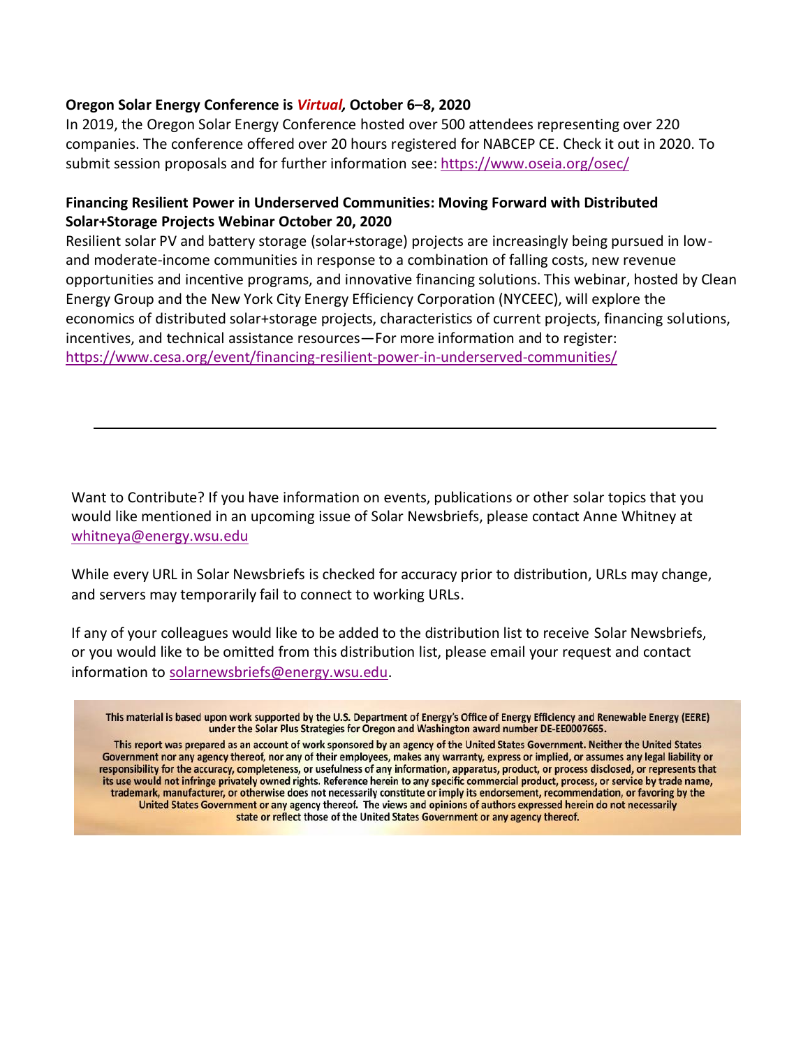**Oregon Solar Energy Conference is *Virtual,* October 6–8, 2020**

In 2019, the Oregon Solar Energy Conference hosted over 500 attendees representing over 220 companies. The conference offered over 20 hours registered for NABCEP CE. Check it out in 2020. To submit session proposals and for further information see: https://www.oseia.org/osec/

**Financing Resilient Power in Underserved Communities: Moving Forward with Distributed Solar+Storage Projects Webinar October 20, 2020**

Resilient solar PV and battery storage (solar+storage) projects are increasingly being pursued in low- and moderate-income communities in response to a combination of falling costs, new revenue opportunities and incentive programs, and innovative financing solutions. This webinar, hosted by Clean Energy Group and the New York City Energy Efficiency Corporation (NYCEEC), will explore the economics of distributed solar+storage projects, characteristics of current projects, financing solutions, incentives, and technical assistance resources—For more information and to register: https://www.cesa.org/event/financing-resilient-power-in-underserved-communities/

---

Want to Contribute? If you have information on events, publications or other solar topics that you would like mentioned in an upcoming issue of Solar Newsbriefs, please contact Anne Whitney at whitneya@energy.wsu.edu

While every URL in Solar Newsbriefs is checked for accuracy prior to distribution, URLs may change, and servers may temporarily fail to connect to working URLs.

If any of your colleagues would like to be added to the distribution list to receive Solar Newsbriefs, or you would like to be omitted from this distribution list, please email your request and contact information to solarnewsbriefs@energy.wsu.edu.

This material is based upon work supported by the U.S. Department of Energy's Office of Energy Efficiency and Renewable Energy (EERE) under the Solar Plus Strategies for Oregon and Washington award number DE-EE0007665.

This report was prepared as an account of work sponsored by an agency of the United States Government. Neither the United States Government nor any agency thereof, nor any of their employees, makes any warranty, express or implied, or assumes any legal liability or responsibility for the accuracy, completeness, or usefulness of any information, apparatus, product, or process disclosed, or represents that its use would not infringe privately owned rights. Reference herein to any specific commercial product, process, or service by trade name, trademark, manufacturer, or otherwise does not necessarily constitute or imply its endorsement, recommendation, or favoring by the United States Government or any agency thereof. The views and opinions of authors expressed herein do not necessarily state or reflect those of the United States Government or any agency thereof.